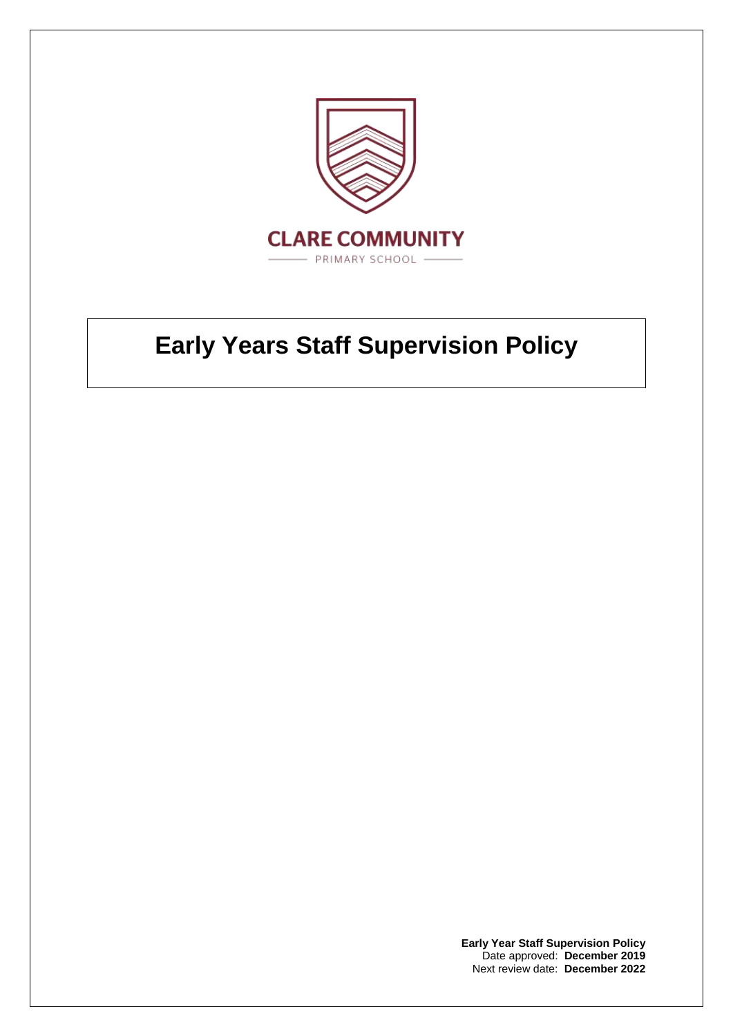CLARE COMMUNITY

PRIMARY SCHOOL

# Early Years Staff Supervision Policy

**Early Year Staff Supervision Policy**
Date approved: **December 2019**
Next review date: **December 2022**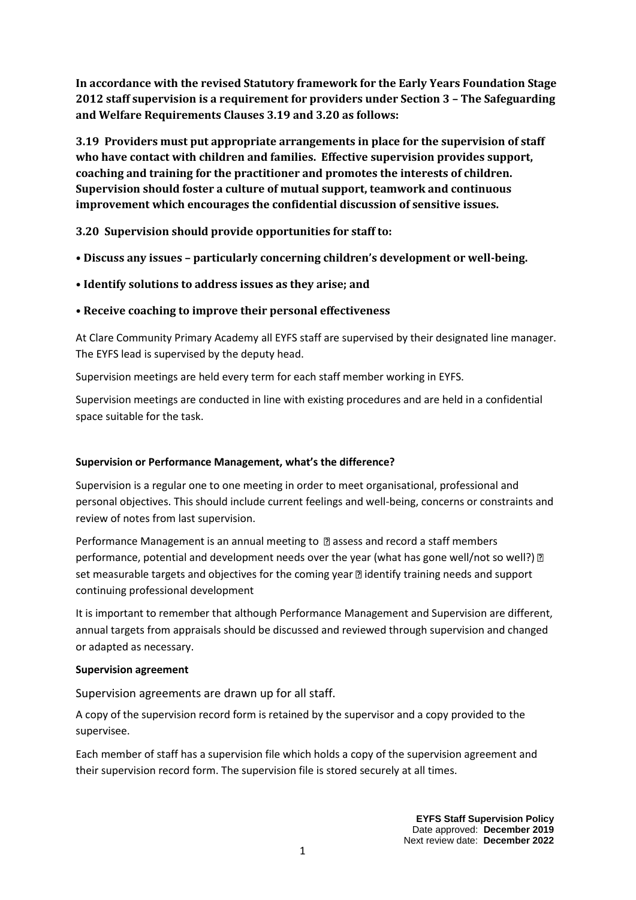**In accordance with the revised Statutory framework for the Early Years Foundation Stage 2012 staff supervision is a requirement for providers under Section 3 – The Safeguarding and Welfare Requirements Clauses 3.19 and 3.20 as follows:**

**3.19 Providers must put appropriate arrangements in place for the supervision of staff who have contact with children and families. Effective supervision provides support, coaching and training for the practitioner and promotes the interests of children. Supervision should foster a culture of mutual support, teamwork and continuous improvement which encourages the confidential discussion of sensitive issues.**

**3.20 Supervision should provide opportunities for staff to:**

- **Discuss any issues – particularly concerning children's development or well-being.**
- **Identify solutions to address issues as they arise; and**
- **Receive coaching to improve their personal effectiveness**

At Clare Community Primary Academy all EYFS staff are supervised by their designated line manager. The EYFS lead is supervised by the deputy head.

Supervision meetings are held every term for each staff member working in EYFS.

Supervision meetings are conducted in line with existing procedures and are held in a confidential space suitable for the task.

**Supervision or Performance Management, what's the difference?**

Supervision is a regular one to one meeting in order to meet organisational, professional and personal objectives. This should include current feelings and well-being, concerns or constraints and review of notes from last supervision.

Performance Management is an annual meeting to  assess and record a staff members performance, potential and development needs over the year (what has gone well/not so well?)  set measurable targets and objectives for the coming year  identify training needs and support continuing professional development

It is important to remember that although Performance Management and Supervision are different, annual targets from appraisals should be discussed and reviewed through supervision and changed or adapted as necessary.

**Supervision agreement**

Supervision agreements are drawn up for all staff.

A copy of the supervision record form is retained by the supervisor and a copy provided to the supervisee.

Each member of staff has a supervision file which holds a copy of the supervision agreement and their supervision record form. The supervision file is stored securely at all times.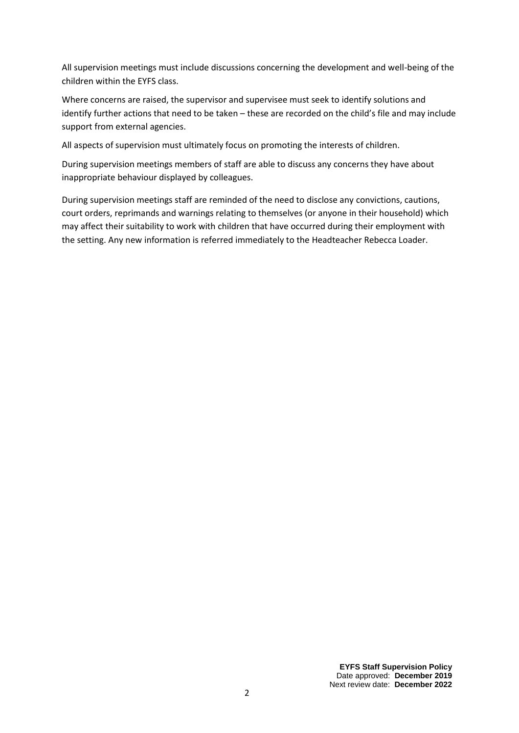All supervision meetings must include discussions concerning the development and well-being of the children within the EYFS class.

Where concerns are raised, the supervisor and supervisee must seek to identify solutions and identify further actions that need to be taken – these are recorded on the child's file and may include support from external agencies.

All aspects of supervision must ultimately focus on promoting the interests of children.

During supervision meetings members of staff are able to discuss any concerns they have about inappropriate behaviour displayed by colleagues.

During supervision meetings staff are reminded of the need to disclose any convictions, cautions, court orders, reprimands and warnings relating to themselves (or anyone in their household) which may affect their suitability to work with children that have occurred during their employment with the setting. Any new information is referred immediately to the Headteacher Rebecca Loader.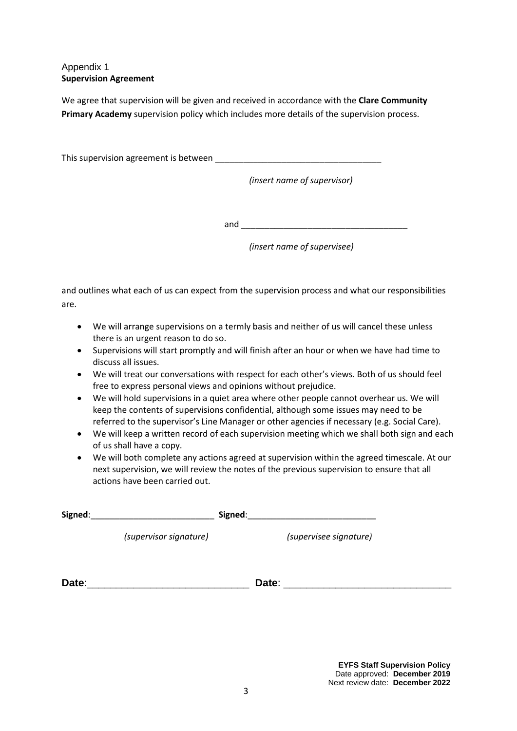Appendix 1
**Supervision Agreement**

We agree that supervision will be given and received in accordance with the **Clare Community Primary Academy** supervision policy which includes more details of the supervision process.

This supervision agreement is between ___________________________________

*(insert name of supervisor)*

and ___________________________________

*(insert name of supervisee)*

and outlines what each of us can expect from the supervision process and what our responsibilities are.

- We will arrange supervisions on a termly basis and neither of us will cancel these unless there is an urgent reason to do so.
- Supervisions will start promptly and will finish after an hour or when we have had time to discuss all issues.
- We will treat our conversations with respect for each other's views. Both of us should feel free to express personal views and opinions without prejudice.
- We will hold supervisions in a quiet area where other people cannot overhear us. We will keep the contents of supervisions confidential, although some issues may need to be referred to the supervisor's Line Manager or other agencies if necessary (e.g. Social Care).
- We will keep a written record of each supervision meeting which we shall both sign and each of us shall have a copy.
- We will both complete any actions agreed at supervision within the agreed timescale. At our next supervision, we will review the notes of the previous supervision to ensure that all actions have been carried out.

**Signed**:__________________________ **Signed**:___________________________

*(supervisor signature)* *(supervisee signature)*

**Date**:____________________________ **Date**: ______________________________

**EYFS Staff Supervision Policy**
Date approved: **December 2019**
Next review date: **December 2022**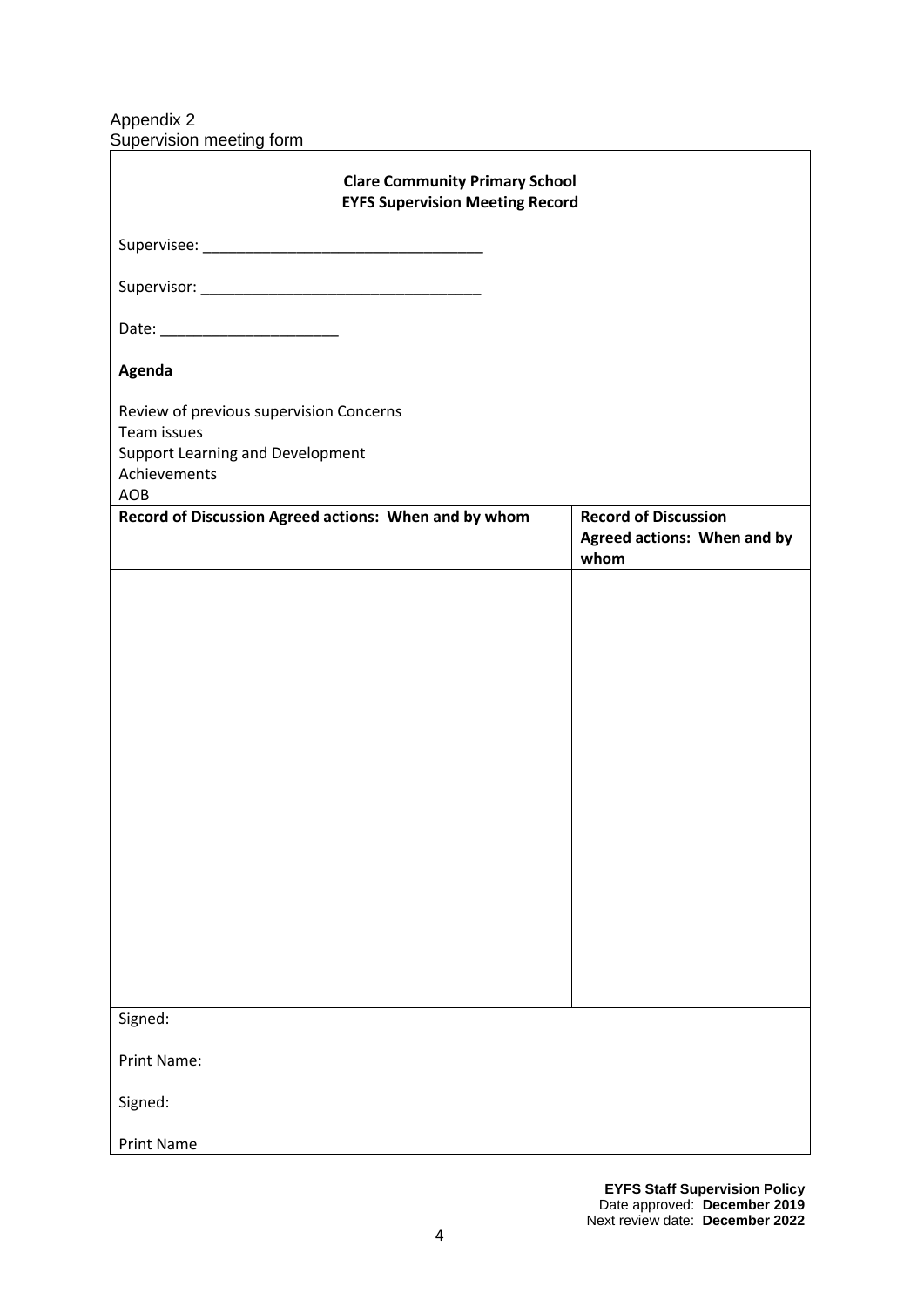Appendix 2
Supervision meeting form

| **Clare Community Primary School**<br>**EYFS Supervision Meeting Record** | |
|---|---|
| Supervisee: ________________________________<br><br>Supervisor: ________________________________<br><br>Date: _____________________<br><br>**Agenda**<br><br>Review of previous supervision Concerns<br>Team issues<br>Support Learning and Development<br>Achievements<br>AOB | |
| **Record of Discussion Agreed actions: When and by whom** | **Record of Discussion**<br>**Agreed actions: When and by whom** |
| | |
| Signed:<br><br>Print Name:<br><br>Signed:<br><br>Print Name | |

**EYFS Staff Supervision Policy**
Date approved: **December 2019**
Next review date: **December 2022**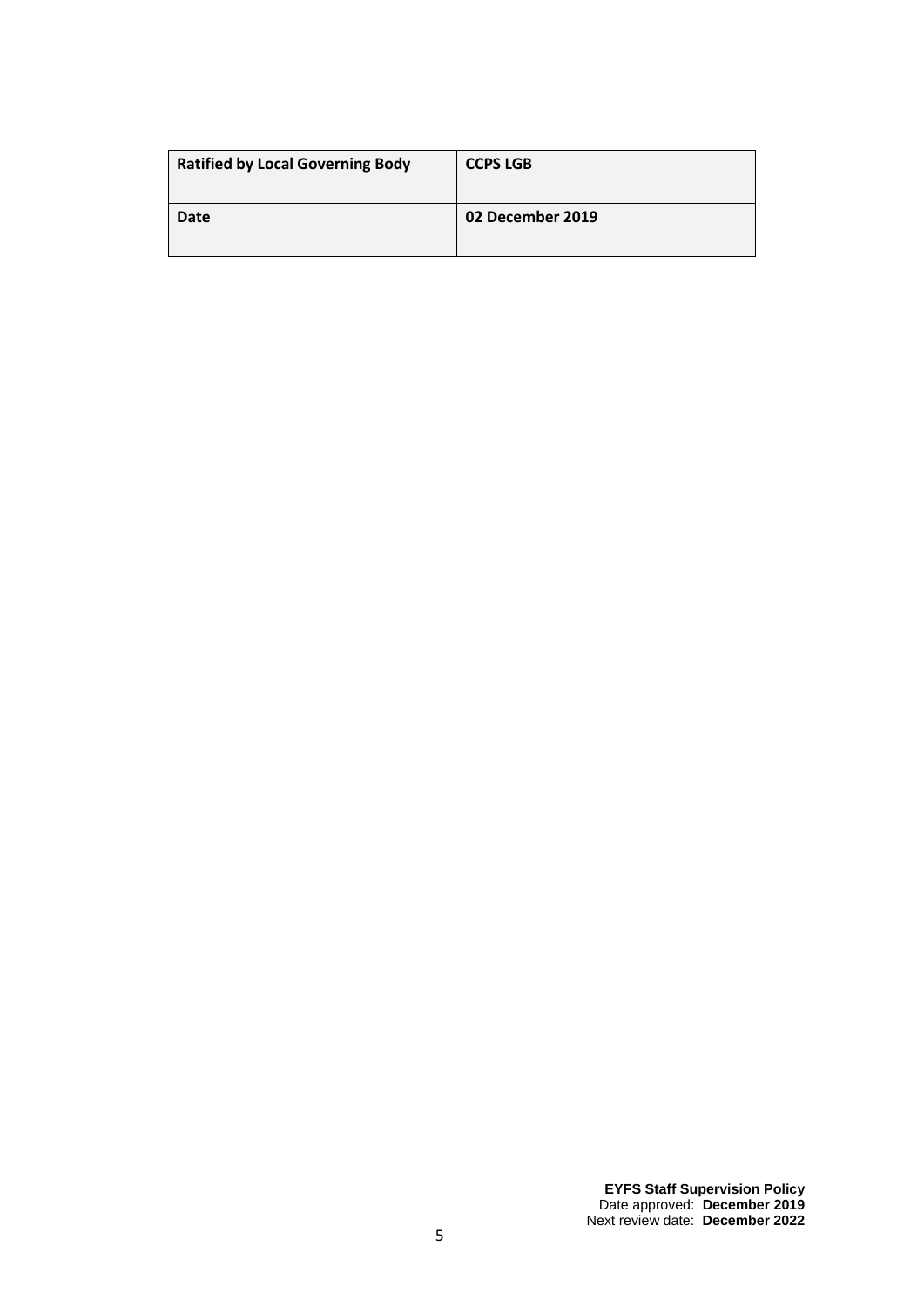| | |
|---|---|
| **Ratified by Local Governing Body** | **CCPS LGB** |
| **Date** | **02 December 2019** |